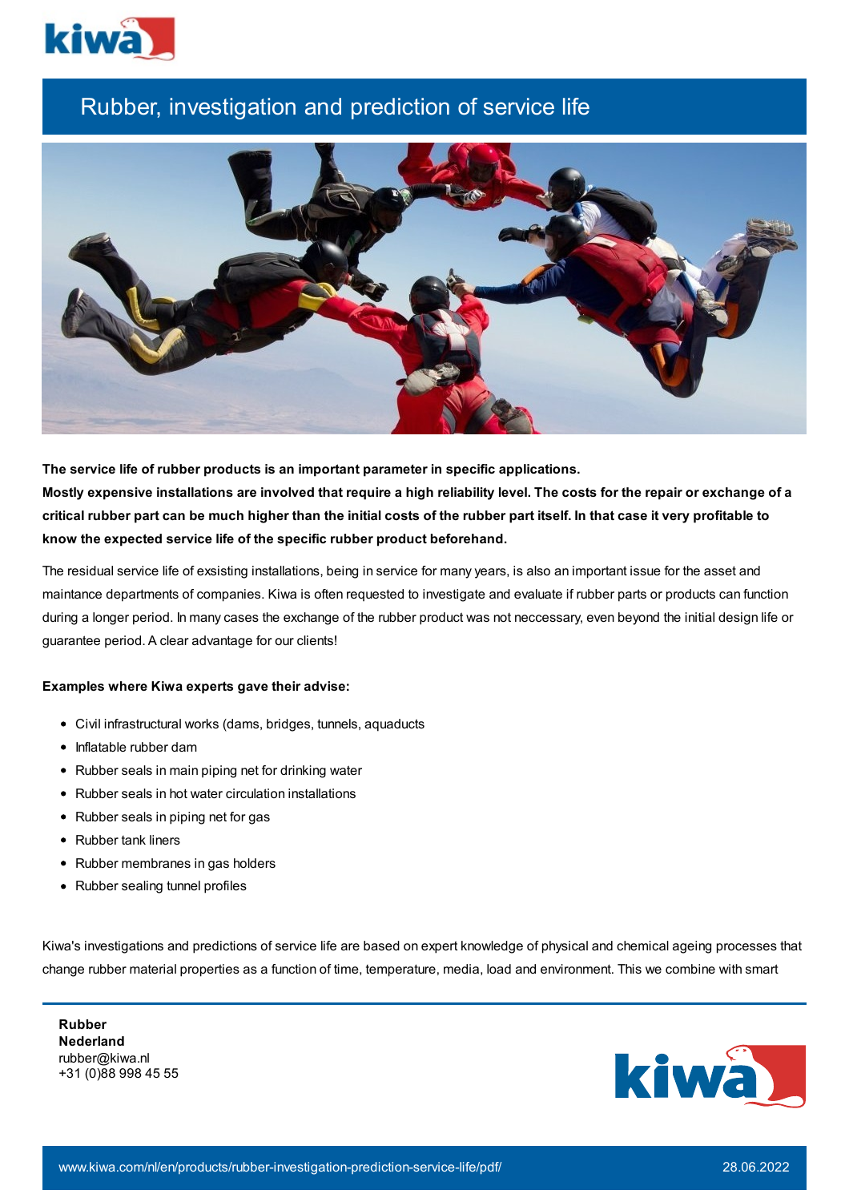# Rubber, investigation and prediction of service life

**The service life of rubber products is an important parameter in specific applications.**
**Mostly expensive installations are involved that require a high reliability level. The costs for the repair or exchange of a critical rubber part can be much higher than the initial costs of the rubber part itself. In that case it very profitable to know the expected service life of the specific rubber product beforehand.**

The residual service life of exsisting installations, being in service for many years, is also an important issue for the asset and maintance departments of companies. Kiwa is often requested to investigate and evaluate if rubber parts or products can function during a longer period. In many cases the exchange of the rubber product was not neccessary, even beyond the initial design life or guarantee period. A clear advantage for our clients!

**Examples where Kiwa experts gave their advise:**

- Civil infrastructural works (dams, bridges, tunnels, aquaducts
- Inflatable rubber dam
- Rubber seals in main piping net for drinking water
- Rubber seals in hot water circulation installations
- Rubber seals in piping net for gas
- Rubber tank liners
- Rubber membranes in gas holders
- Rubber sealing tunnel profiles

Kiwa's investigations and predictions of service life are based on expert knowledge of physical and chemical ageing processes that change rubber material properties as a function of time, temperature, media, load and environment. This we combine with smart

**Rubber**
**Nederland**
rubber@kiwa.nl
+31 (0)88 998 45 55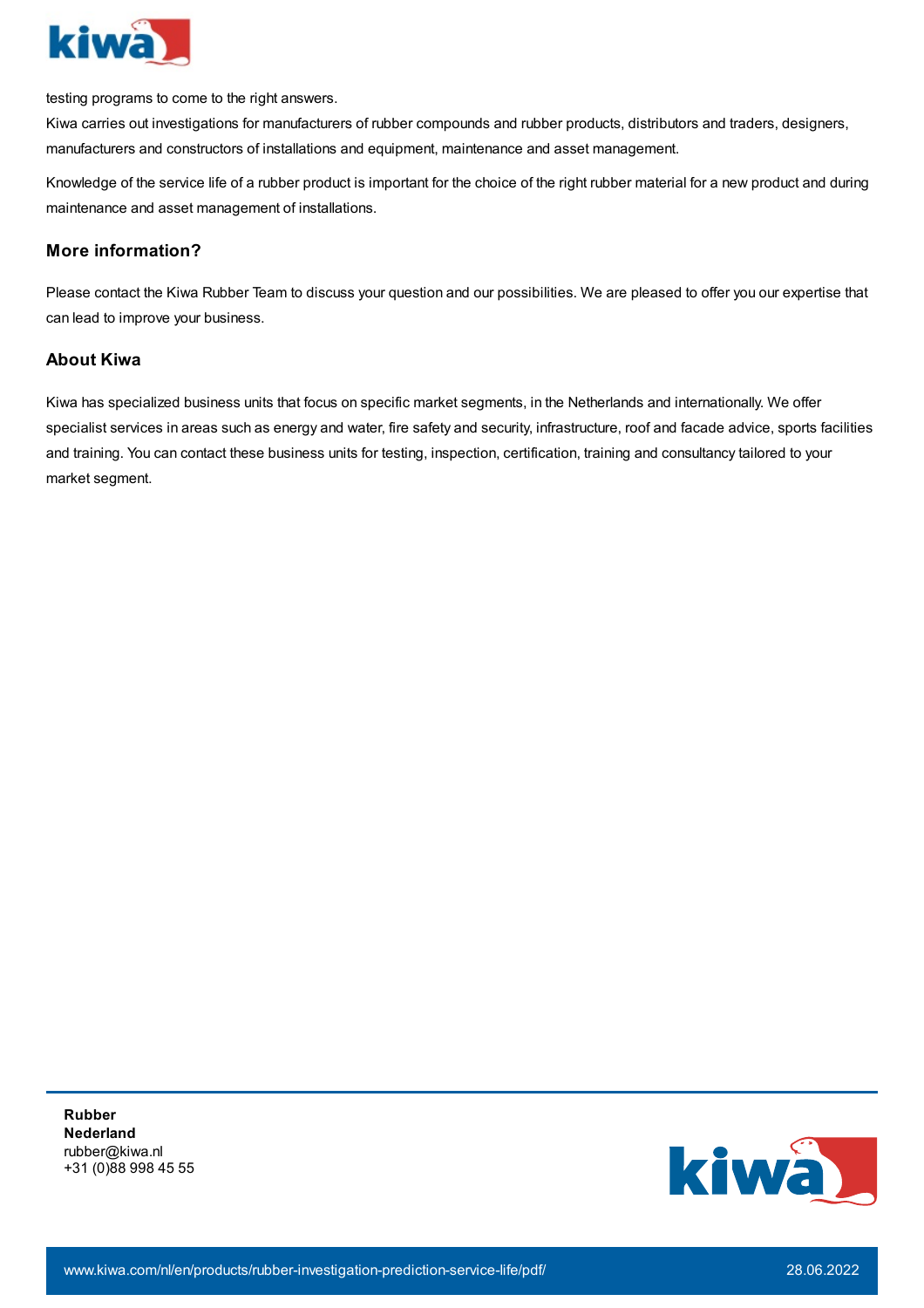testing programs to come to the right answers.

Kiwa carries out investigations for manufacturers of rubber compounds and rubber products, distributors and traders, designers, manufacturers and constructors of installations and equipment, maintenance and asset management.

Knowledge of the service life of a rubber product is important for the choice of the right rubber material for a new product and during maintenance and asset management of installations.

### More information?

Please contact the Kiwa Rubber Team to discuss your question and our possibilities. We are pleased to offer you our expertise that can lead to improve your business.

### About Kiwa

Kiwa has specialized business units that focus on specific market segments, in the Netherlands and internationally. We offer specialist services in areas such as energy and water, fire safety and security, infrastructure, roof and facade advice, sports facilities and training. You can contact these business units for testing, inspection, certification, training and consultancy tailored to your market segment.

**Rubber**
**Nederland**
rubber@kiwa.nl
+31 (0)88 998 45 55